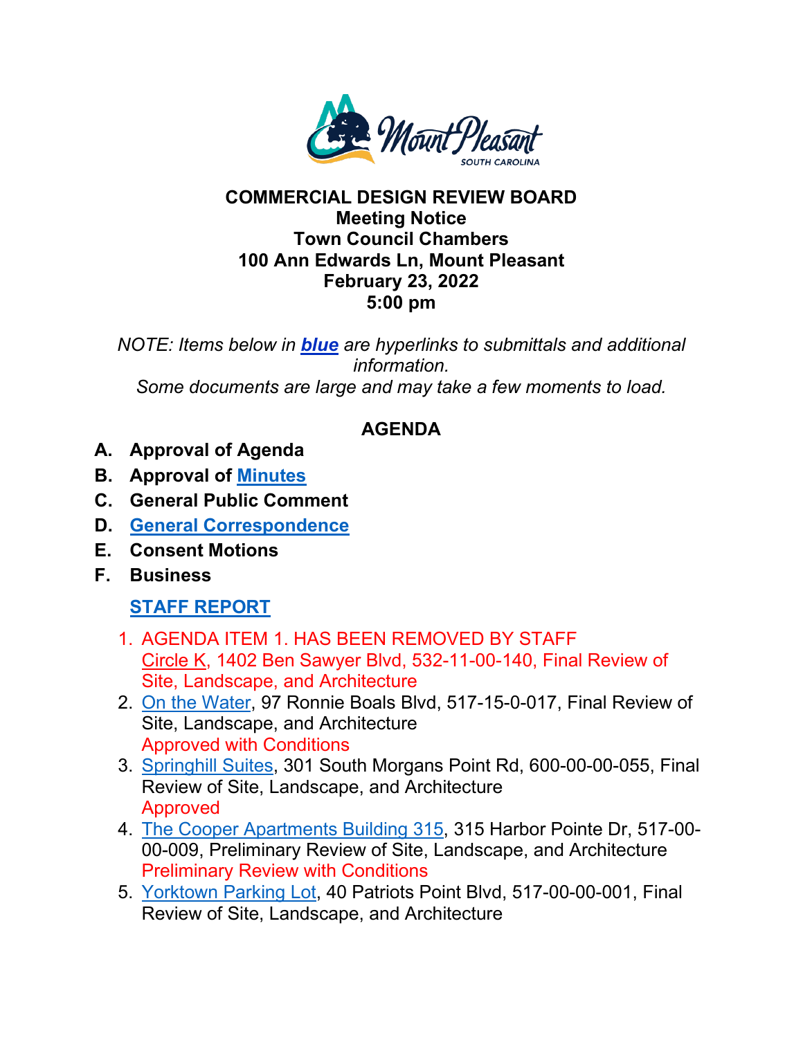# COMMERCIAL DESIGN REVIEW BOARD

**Meeting Notice**
**Town Council Chambers**
**100 Ann Edwards Ln, Mount Pleasant**
**February 23, 2022**
**5:00 pm**

*NOTE: Items below in **blue** are hyperlinks to submittals and additional information.*
*Some documents are large and may take a few moments to load.*

## AGENDA

- **A. Approval of Agenda**
- **B. Approval of Minutes**
- **C. General Public Comment**
- **D. General Correspondence**
- **E. Consent Motions**
- **F. Business**

**STAFF REPORT**

1. AGENDA ITEM 1. HAS BEEN REMOVED BY STAFF
   Circle K, 1402 Ben Sawyer Blvd, 532-11-00-140, Final Review of Site, Landscape, and Architecture
2. On the Water, 97 Ronnie Boals Blvd, 517-15-0-017, Final Review of Site, Landscape, and Architecture
   Approved with Conditions
3. Springhill Suites, 301 South Morgans Point Rd, 600-00-00-055, Final Review of Site, Landscape, and Architecture
   Approved
4. The Cooper Apartments Building 315, 315 Harbor Pointe Dr, 517-00-00-009, Preliminary Review of Site, Landscape, and Architecture
   Preliminary Review with Conditions
5. Yorktown Parking Lot, 40 Patriots Point Blvd, 517-00-00-001, Final Review of Site, Landscape, and Architecture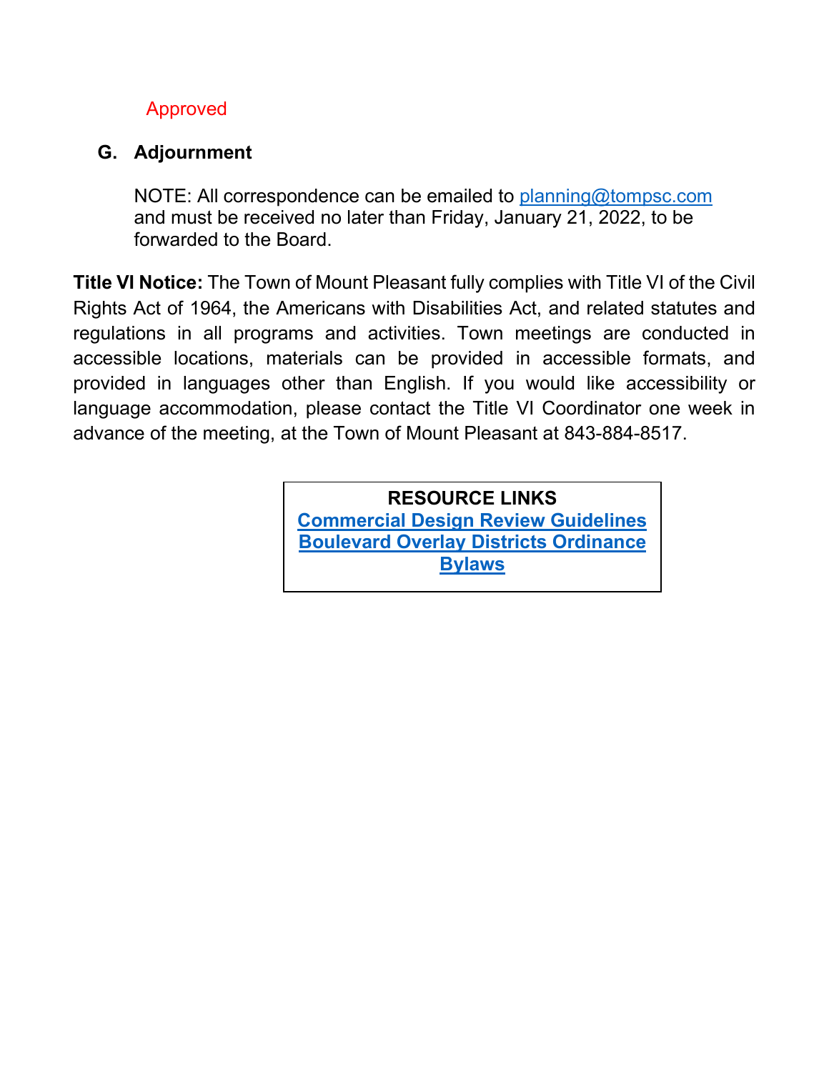Approved

**G. Adjournment**

NOTE: All correspondence can be emailed to planning@tompsc.com and must be received no later than Friday, January 21, 2022, to be forwarded to the Board.

**Title VI Notice:** The Town of Mount Pleasant fully complies with Title VI of the Civil Rights Act of 1964, the Americans with Disabilities Act, and related statutes and regulations in all programs and activities. Town meetings are conducted in accessible locations, materials can be provided in accessible formats, and provided in languages other than English. If you would like accessibility or language accommodation, please contact the Title VI Coordinator one week in advance of the meeting, at the Town of Mount Pleasant at 843-884-8517.

**RESOURCE LINKS**

**Commercial Design Review Guidelines**

**Boulevard Overlay Districts Ordinance**

**Bylaws**